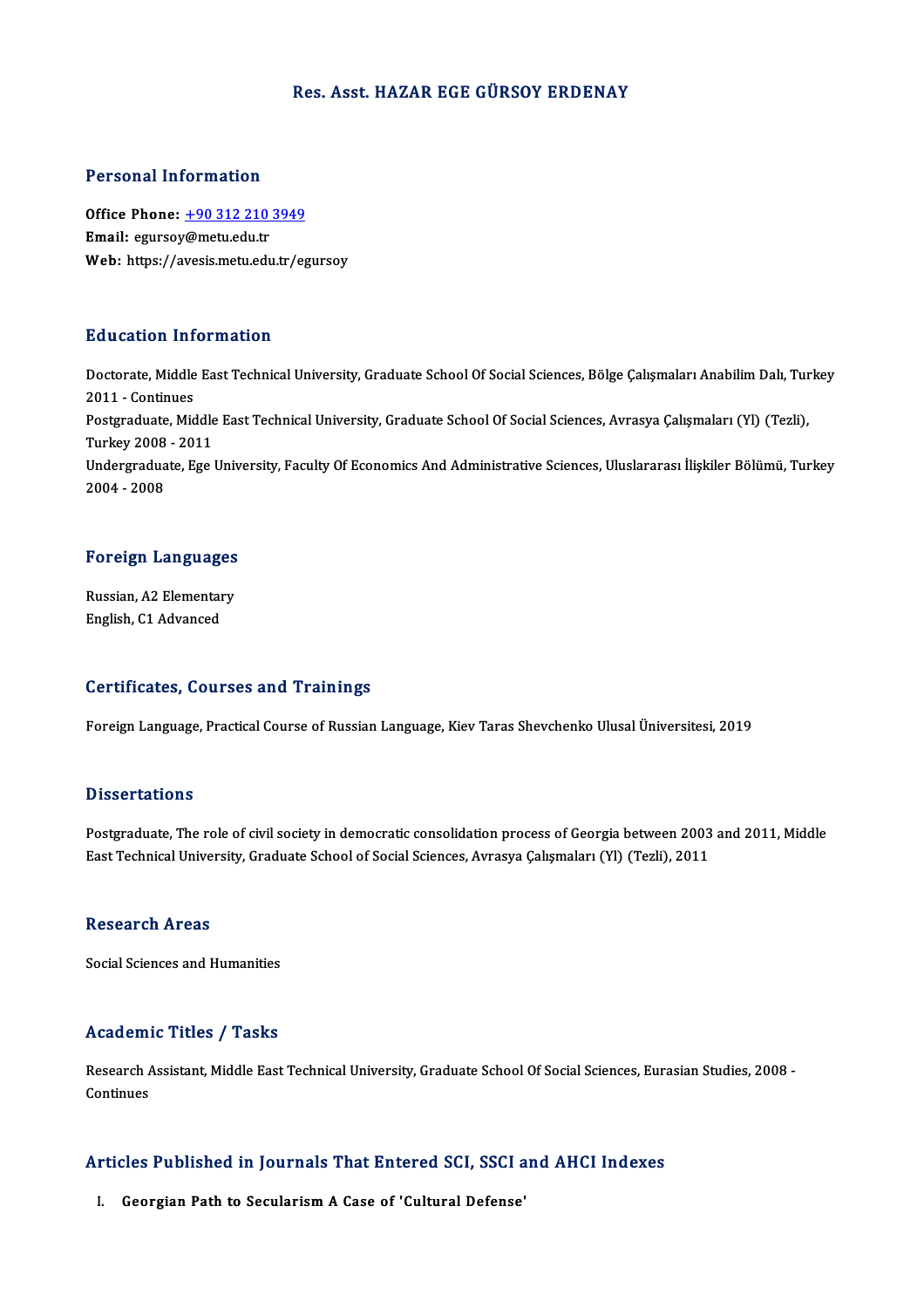# Res. Asst. HAZAR EGE GÜRSOY ERDENAY

## Personal Information

**Office Phone:** +90 312 210 3949
**Email:** egursoy@metu.edu.tr
**Web:** https://avesis.metu.edu.tr/egursoy

## Education Information

Doctorate, Middle East Technical University, Graduate School Of Social Sciences, Bölge Çalışmaları Anabilim Dalı, Turkey 2011 - Continues
Postgraduate, Middle East Technical University, Graduate School Of Social Sciences, Avrasya Çalışmaları (Yl) (Tezli), Turkey 2008 - 2011
Undergraduate, Ege University, Faculty Of Economics And Administrative Sciences, Uluslararası İlişkiler Bölümü, Turkey 2004 - 2008

## Foreign Languages

Russian, A2 Elementary
English, C1 Advanced

## Certificates, Courses and Trainings

Foreign Language, Practical Course of Russian Language, Kiev Taras Shevchenko Ulusal Üniversitesi, 2019

## Dissertations

Postgraduate, The role of civil society in democratic consolidation process of Georgia between 2003 and 2011, Middle East Technical University, Graduate School of Social Sciences, Avrasya Çalışmaları (Yl) (Tezli), 2011

## Research Areas

Social Sciences and Humanities

## Academic Titles / Tasks

Research Assistant, Middle East Technical University, Graduate School Of Social Sciences, Eurasian Studies, 2008 - Continues

## Articles Published in Journals That Entered SCI, SSCI and AHCI Indexes

I. **Georgian Path to Secularism A Case of 'Cultural Defense'**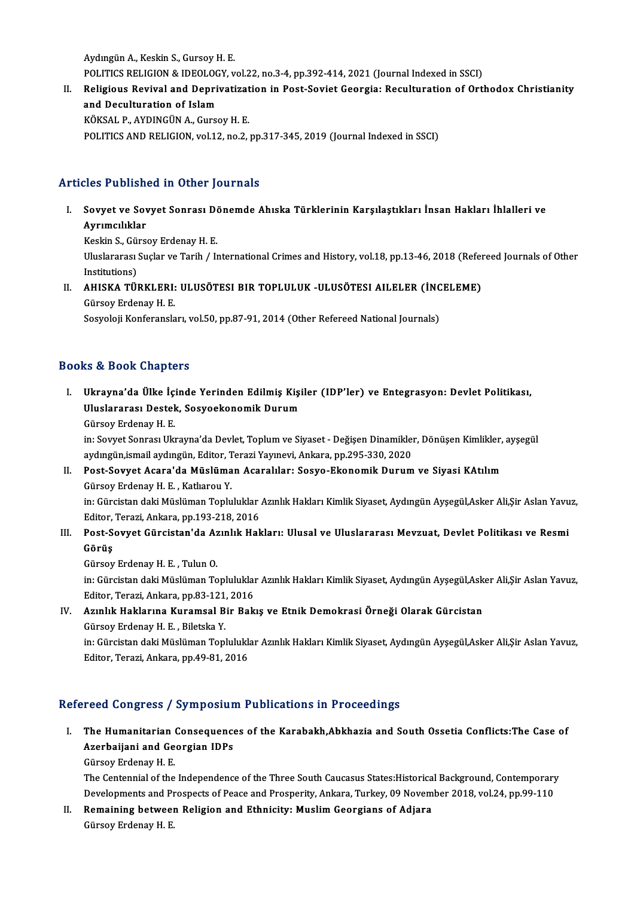Aydıngün A., Keskin S., Gursoy H. E.
POLITICS RELIGION & IDEOLOGY, vol.22, no.3-4, pp.392-414, 2021 (Journal Indexed in SSCI)

II. **Religious Revival and Deprivatization in Post-Soviet Georgia: Reculturation of Orthodox Christianity and Deculturation of Islam**
KÖKSAL P., AYDINGÜN A., Gursoy H. E.
POLITICS AND RELIGION, vol.12, no.2, pp.317-345, 2019 (Journal Indexed in SSCI)

## Articles Published in Other Journals

I. **Sovyet ve Sovyet Sonrası Dönemde Ahıska Türklerinin Karşılaştıkları İnsan Hakları İhlalleri ve Ayrımcılıklar**
Keskin S., Gürsoy Erdenay H. E.
Uluslararası Suçlar ve Tarih / International Crimes and History, vol.18, pp.13-46, 2018 (Refereed Journals of Other Institutions)

II. **AHISKA TÜRKLERI: ULUSÖTESI BIR TOPLULUK -ULUSÖTESI AILELER (İNCELEME)**
Gürsoy Erdenay H. E.
Sosyoloji Konferansları, vol.50, pp.87-91, 2014 (Other Refereed National Journals)

## Books & Book Chapters

I. **Ukrayna'da Ülke İçinde Yerinden Edilmiş Kişiler (IDP'ler) ve Entegrasyon: Devlet Politikası, Uluslararası Destek, Sosyoekonomik Durum**
Gürsoy Erdenay H. E.
in: Sovyet Sonrası Ukrayna'da Devlet, Toplum ve Siyaset - Değişen Dinamikler, Dönüşen Kimlikler, ayşegül aydıngün,ismail aydıngün, Editor, Terazi Yayınevi, Ankara, pp.295-330, 2020

II. **Post-Sovyet Acara'da Müslüman Acaralılar: Sosyo-Ekonomik Durum ve Siyasi KAtılım**
Gürsoy Erdenay H. E. , Katharou Y.
in: Gürcistan daki Müslüman Topluluklar Azınlık Hakları Kimlik Siyaset, Aydıngün Ayşegül,Asker Ali,Şir Aslan Yavuz, Editor, Terazi, Ankara, pp.193-218, 2016

III. **Post-Sovyet Gürcistan'da Azınlık Hakları: Ulusal ve Uluslararası Mevzuat, Devlet Politikası ve Resmi Görüş**
Gürsoy Erdenay H. E. , Tulun O.
in: Gürcistan daki Müslüman Topluluklar Azınlık Hakları Kimlik Siyaset, Aydıngün Ayşegül,Asker Ali,Şir Aslan Yavuz, Editor, Terazi, Ankara, pp.83-121, 2016

IV. **Azınlık Haklarına Kuramsal Bir Bakış ve Etnik Demokrasi Örneği Olarak Gürcistan**
Gürsoy Erdenay H. E. , Biletska Y.
in: Gürcistan daki Müslüman Topluluklar Azınlık Hakları Kimlik Siyaset, Aydıngün Ayşegül,Asker Ali,Şir Aslan Yavuz, Editor, Terazi, Ankara, pp.49-81, 2016

## Refereed Congress / Symposium Publications in Proceedings

I. **The Humanitarian Consequences of the Karabakh,Abkhazia and South Ossetia Conflicts:The Case of Azerbaijani and Georgian IDPs**
Gürsoy Erdenay H. E.
The Centennial of the Independence of the Three South Caucasus States:Historical Background, Contemporary Developments and Prospects of Peace and Prosperity, Ankara, Turkey, 09 November 2018, vol.24, pp.99-110

II. **Remaining between Religion and Ethnicity: Muslim Georgians of Adjara**
Gürsoy Erdenay H. E.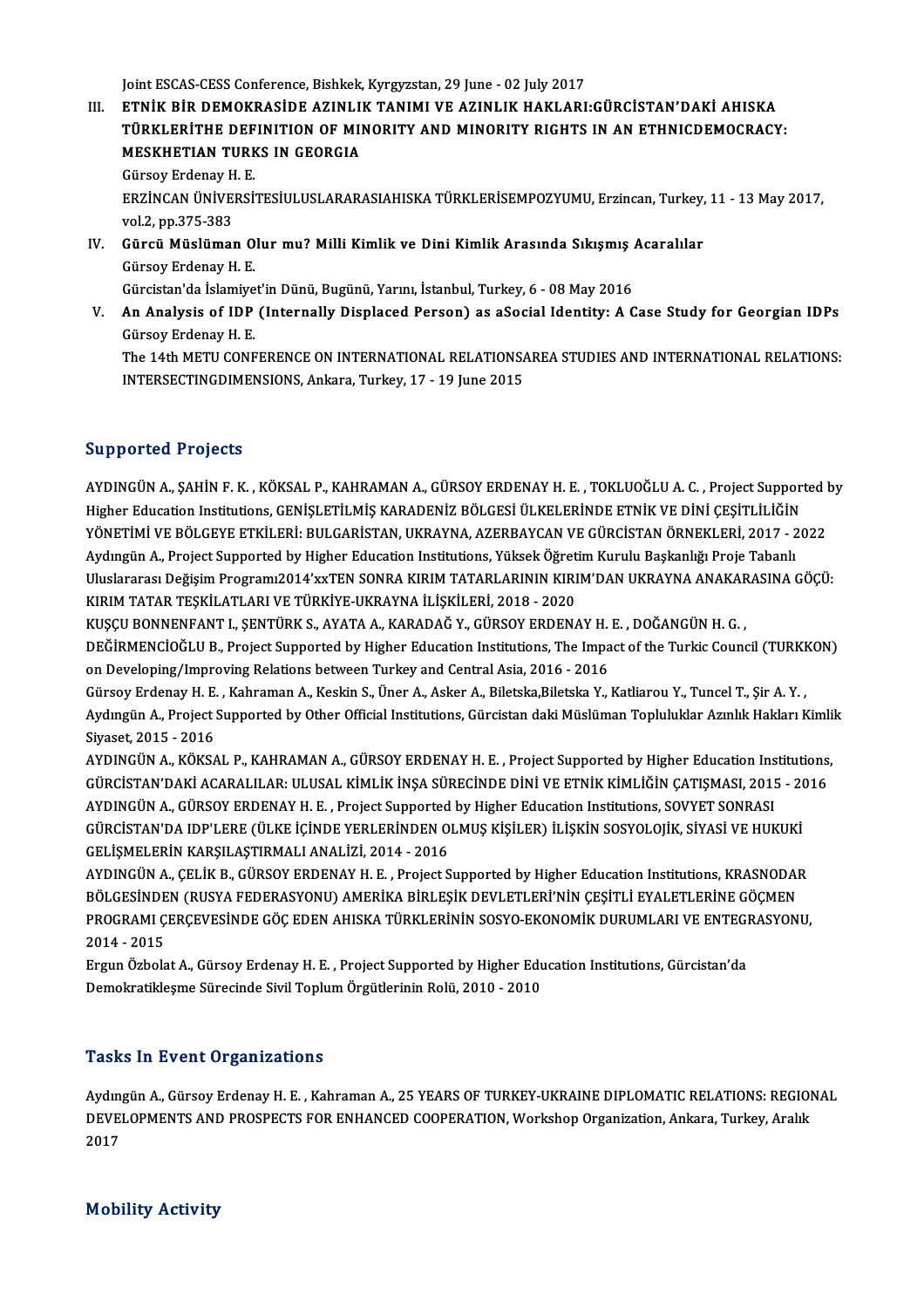Joint ESCAS-CESS Conference, Bishkek, Kyrgyzstan, 29 June - 02 July 2017

III. **ETNİK BİR DEMOKRASİDE AZINLIK TANIMI VE AZINLIK HAKLARI:GÜRCİSTAN'DAKİ AHISKA TÜRKLERİTHE DEFINITION OF MINORITY AND MINORITY RIGHTS IN AN ETHNICDEMOCRACY: MESKHETIAN TURKS IN GEORGIA**
Gürsoy Erdenay H. E.
ERZİNCAN ÜNİVERSİTESİULUSLARARASIAHISKA TÜRKLERİSEMPOZYUMU, Erzincan, Turkey, 11 - 13 May 2017, vol.2, pp.375-383

IV. **Gürcü Müslüman Olur mu? Milli Kimlik ve Dini Kimlik Arasında Sıkışmış Acaralılar**
Gürsoy Erdenay H. E.
Gürcistan'da İslamiyet'in Dünü, Bugünü, Yarını, İstanbul, Turkey, 6 - 08 May 2016

V. **An Analysis of IDP (Internally Displaced Person) as aSocial Identity: A Case Study for Georgian IDPs**
Gürsoy Erdenay H. E.
The 14th METU CONFERENCE ON INTERNATIONAL RELATIONSAREA STUDIES AND INTERNATIONAL RELATIONS: INTERSECTINGDIMENSIONS, Ankara, Turkey, 17 - 19 June 2015

## Supported Projects

AYDINGÜN A., ŞAHİN F. K., KÖKSAL P., KAHRAMAN A., GÜRSOY ERDENAY H. E., TOKLUOĞLU A. C., Project Supported by Higher Education Institutions, GENİŞLETİLMİŞ KARADENİZ BÖLGESİ ÜLKELERİNDE ETNİK VE DİNİ ÇEŞİTLİLİĞİN YÖNETİMİ VE BÖLGEYE ETKİLERİ: BULGARİSTAN, UKRAYNA, AZERBAYCAN VE GÜRCİSTAN ÖRNEKLERİ, 2017 - 2022

Aydıngün A., Project Supported by Higher Education Institutions, Yüksek Öğretim Kurulu Başkanlığı Proje Tabanlı Uluslararası Değişim Programı2014'xxTEN SONRA KIRIM TATARLARININ KIRIM'DAN UKRAYNA ANAKARASINA GÖÇÜ: KIRIM TATAR TEŞKİLATLARI VE TÜRKİYE-UKRAYNA İLİŞKİLERİ, 2018 - 2020

KUŞÇU BONNENFANT I., ŞENTÜRK S., AYATA A., KARADAĞ Y., GÜRSOY ERDENAY H. E., DOĞANGÜN H. G., DEĞİRMENCİOĞLU B., Project Supported by Higher Education Institutions, The Impact of the Turkic Council (TURKKON) on Developing/Improving Relations between Turkey and Central Asia, 2016 - 2016

Gürsoy Erdenay H. E., Kahraman A., Keskin S., Üner A., Asker A., Biletska,Biletska Y., Katliarou Y., Tuncel T., Şir A. Y., Aydıngün A., Project Supported by Other Official Institutions, Gürcistan daki Müslüman Topluluklar Azınlık Hakları Kimlik Siyaset, 2015 - 2016

AYDINGÜN A., KÖKSAL P., KAHRAMAN A., GÜRSOY ERDENAY H. E., Project Supported by Higher Education Institutions, GÜRCİSTAN'DAKİ ACARALILAR: ULUSAL KİMLİK İNŞA SÜRECİNDE DİNİ VE ETNİK KİMLİĞİN ÇATIŞMASI, 2015 - 2016

AYDINGÜN A., GÜRSOY ERDENAY H. E., Project Supported by Higher Education Institutions, SOVYET SONRASI GÜRCİSTAN'DA IDP'LERE (ÜLKE İÇİNDE YERLERİNDEN OLMUŞ KİŞİLER) İLİŞKİN SOSYOLOJİK, SİYASİ VE HUKUKİ GELİŞMELERİN KARŞILAŞTIRMALI ANALİZİ, 2014 - 2016

AYDINGÜN A., ÇELİK B., GÜRSOY ERDENAY H. E., Project Supported by Higher Education Institutions, KRASNODAR BÖLGESİNDEN (RUSYA FEDERASYONU) AMERİKA BİRLEŞİK DEVLETLERİ'NİN ÇEŞİTLİ EYALETLERİNE GÖÇMEN PROGRAMI ÇERÇEVESİNDE GÖÇ EDEN AHISKA TÜRKLERİNİN SOSYO-EKONOMİK DURUMLARI VE ENTEGRASYONU, 2014 - 2015

Ergun Özbolat A., Gürsoy Erdenay H. E., Project Supported by Higher Education Institutions, Gürcistan'da Demokratikleşme Sürecinde Sivil Toplum Örgütlerinin Rolü, 2010 - 2010

## Tasks In Event Organizations

Aydıngün A., Gürsoy Erdenay H. E., Kahraman A., 25 YEARS OF TURKEY-UKRAINE DIPLOMATIC RELATIONS: REGIONAL DEVELOPMENTS AND PROSPECTS FOR ENHANCED COOPERATION, Workshop Organization, Ankara, Turkey, Aralık 2017

## Mobility Activity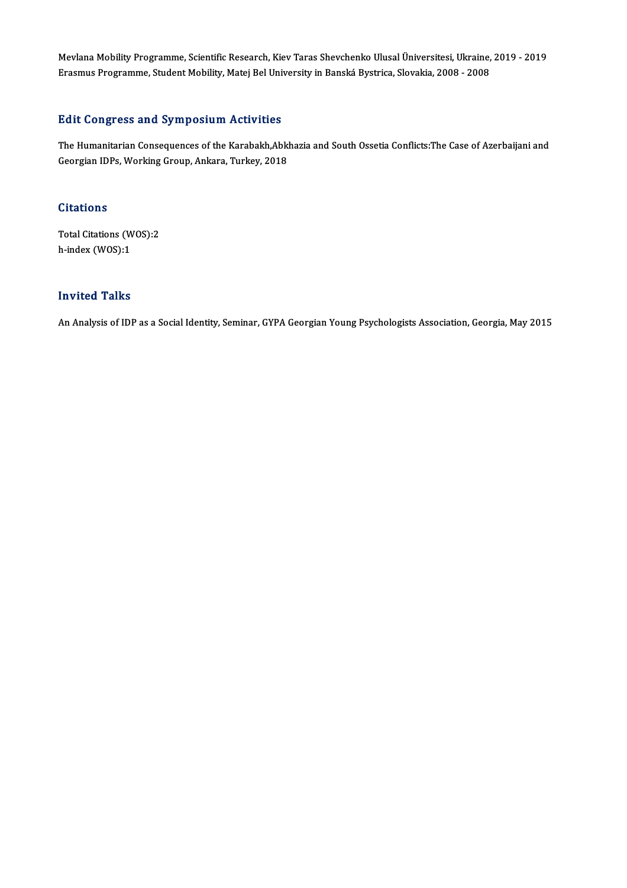Mevlana Mobility Programme, Scientific Research, Kiev Taras Shevchenko Ulusal Üniversitesi, Ukraine, 2019 - 2019
Erasmus Programme, Student Mobility, Matej Bel University in Banská Bystrica, Slovakia, 2008 - 2008

## Edit Congress and Symposium Activities

The Humanitarian Consequences of the Karabakh,Abkhazia and South Ossetia Conflicts:The Case of Azerbaijani and Georgian IDPs, Working Group, Ankara, Turkey, 2018

## Citations

Total Citations (WOS):2
h-index (WOS):1

## Invited Talks

An Analysis of IDP as a Social Identity, Seminar, GYPA Georgian Young Psychologists Association, Georgia, May 2015